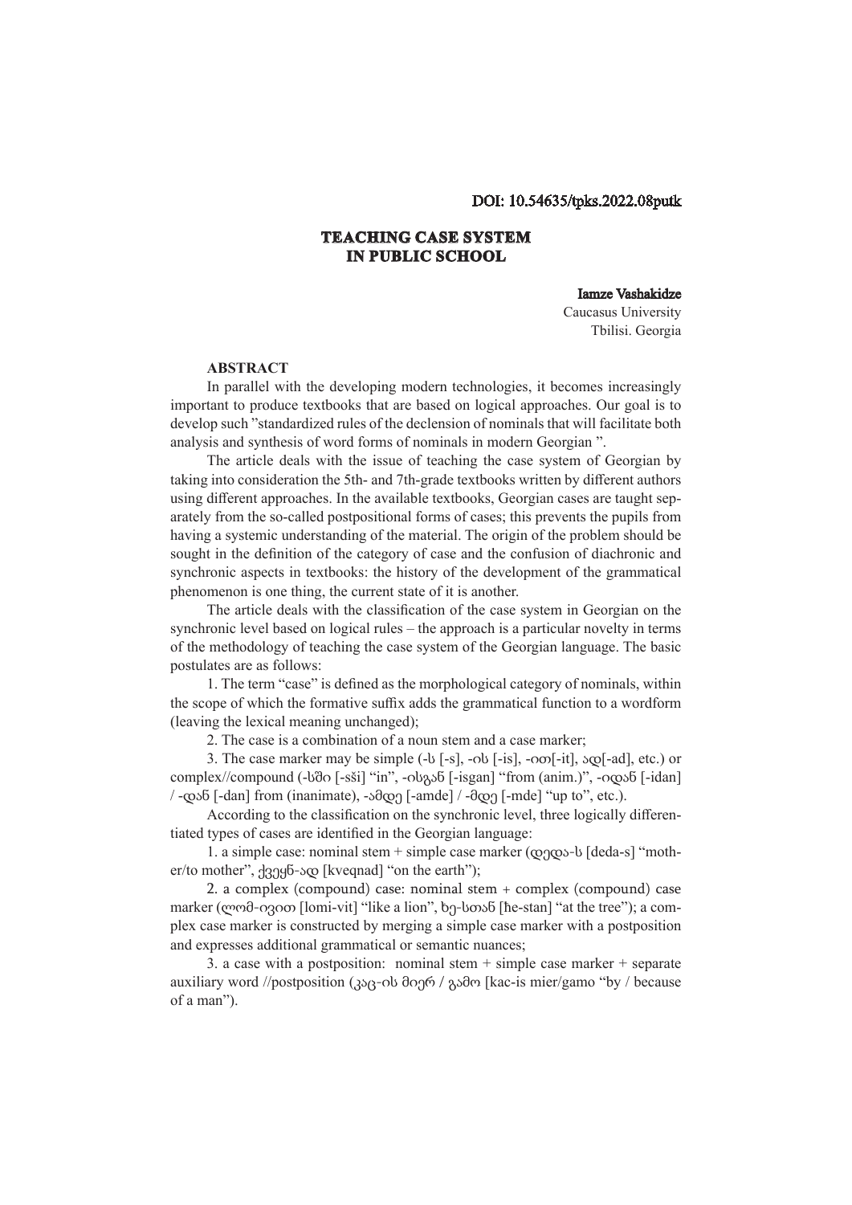DOI: 10.54635/tpks.2022.08putk

# TEACHING CASE SYSTEM IN PUBLIC SCHOOL

**Iamze Vashakidze**
Caucasus University
Tbilisi. Georgia

**ABSTRACT**

In parallel with the developing modern technologies, it becomes increasingly important to produce textbooks that are based on logical approaches. Our goal is to develop such "standardized rules of the declension of nominals that will facilitate both analysis and synthesis of word forms of nominals in modern Georgian ".

The article deals with the issue of teaching the case system of Georgian by taking into consideration the 5th- and 7th-grade textbooks written by different authors using different approaches. In the available textbooks, Georgian cases are taught separately from the so-called postpositional forms of cases; this prevents the pupils from having a systemic understanding of the material. The origin of the problem should be sought in the definition of the category of case and the confusion of diachronic and synchronic aspects in textbooks: the history of the development of the grammatical phenomenon is one thing, the current state of it is another.

The article deals with the classification of the case system in Georgian on the synchronic level based on logical rules – the approach is a particular novelty in terms of the methodology of teaching the case system of the Georgian language. The basic postulates are as follows:

1. The term "case" is defined as the morphological category of nominals, within the scope of which the formative suffix adds the grammatical function to a wordform (leaving the lexical meaning unchanged);

2. The case is a combination of a noun stem and a case marker;

3. The case marker may be simple (-ს [-s], -ის [-is], -ით[-it], ად[-ad], etc.) or complex//compound (-სში [-sši] "in", -ისგან [-isgan] "from (anim.)", -იდან [-idan] / -დან [-dan] from (inanimate), -ამდე [-amde] / -მდე [-mde] "up to", etc.).

According to the classification on the synchronic level, three logically differentiated types of cases are identified in the Georgian language:

1. a simple case: nominal stem + simple case marker (დედა-ს [deda-s] "mother/to mother", ქვეყნ-ად [kveqnad] "on the earth");

2. a complex (compound) case: nominal stem + complex (compound) case marker (ლომ-ივით [lomi-vit] "like a lion", ხე-სთან [ħe-stan] "at the tree"); a complex case marker is constructed by merging a simple case marker with a postposition and expresses additional grammatical or semantic nuances;

3. a case with a postposition: nominal stem + simple case marker + separate auxiliary word //postposition (კაც-ის მიერ / გამო [kac-is mier/gamo "by / because of a man").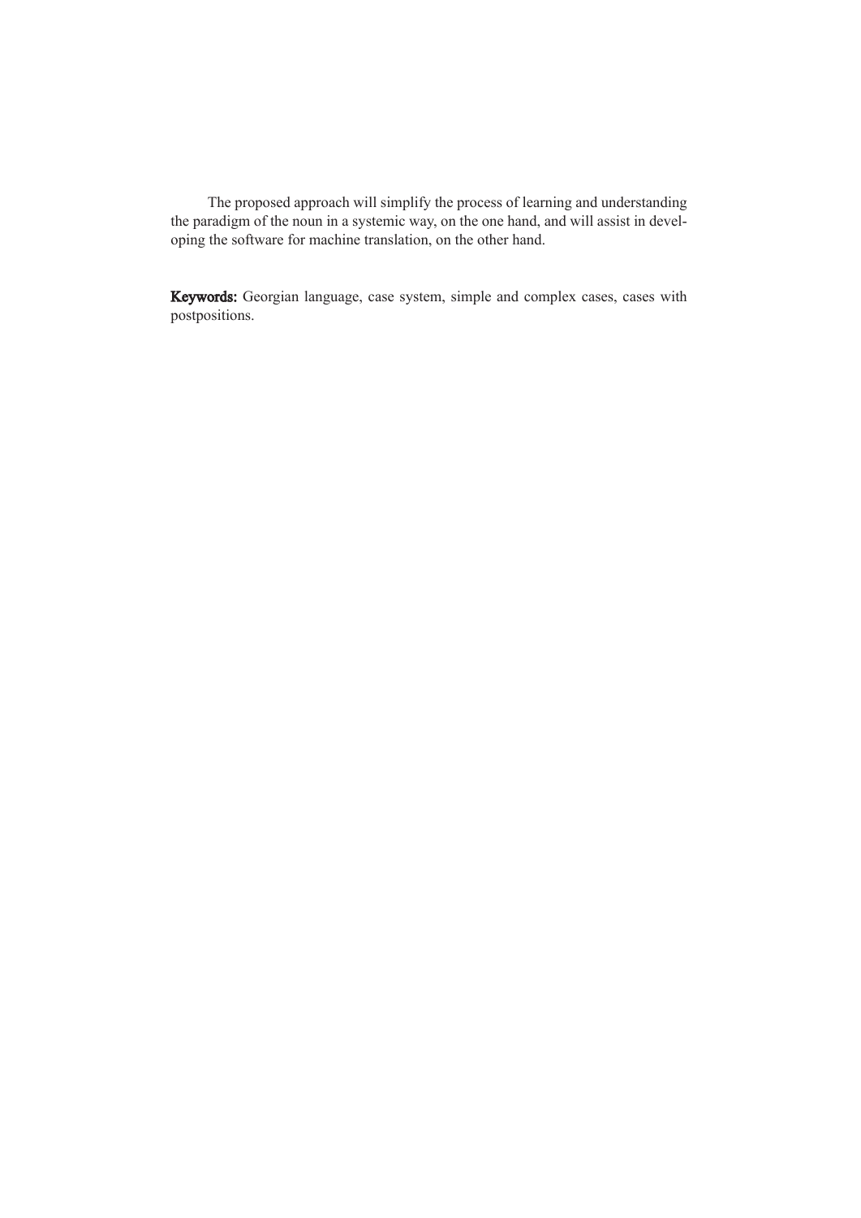The proposed approach will simplify the process of learning and understanding the paradigm of the noun in a systemic way, on the one hand, and will assist in developing the software for machine translation, on the other hand.

**Keywords:** Georgian language, case system, simple and complex cases, cases with postpositions.